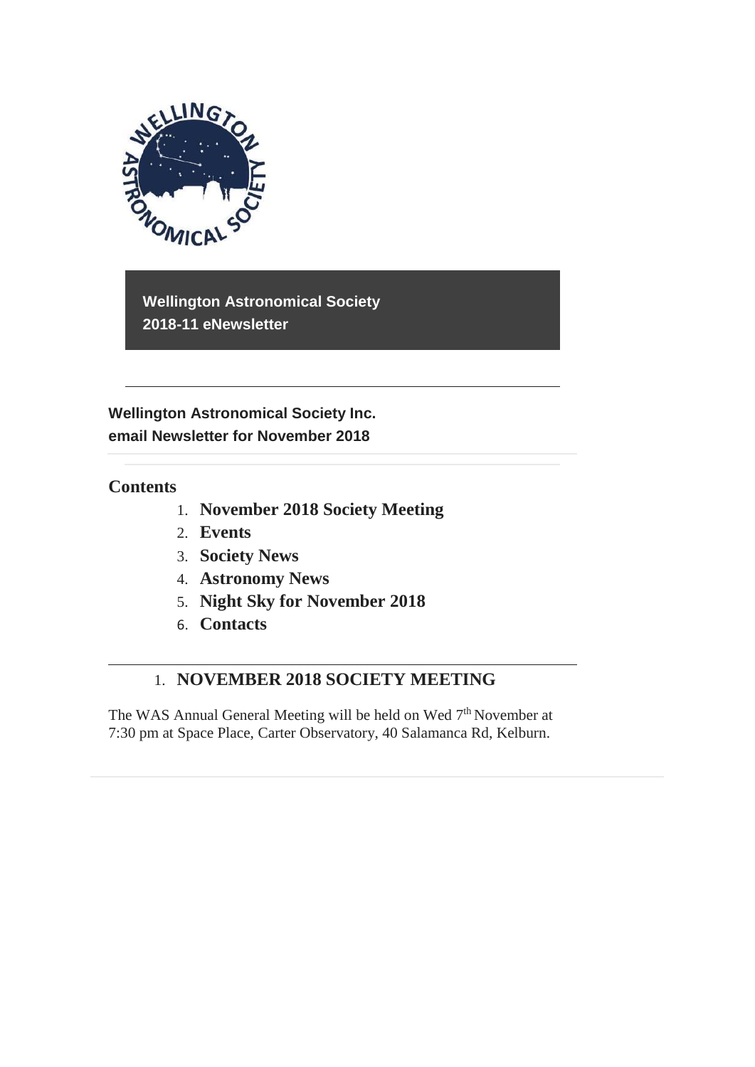**Wellington Astronomical Society**
**2018-11 eNewsletter**

---

**Wellington Astronomical Society Inc.**
**email Newsletter for November 2018**

## Contents

1. **November 2018 Society Meeting**
2. **Events**
3. **Society News**
4. **Astronomy News**
5. **Night Sky for November 2018**
6. **Contacts**

---

## 1. NOVEMBER 2018 SOCIETY MEETING

The WAS Annual General Meeting will be held on Wed 7th November at 7:30 pm at Space Place, Carter Observatory, 40 Salamanca Rd, Kelburn.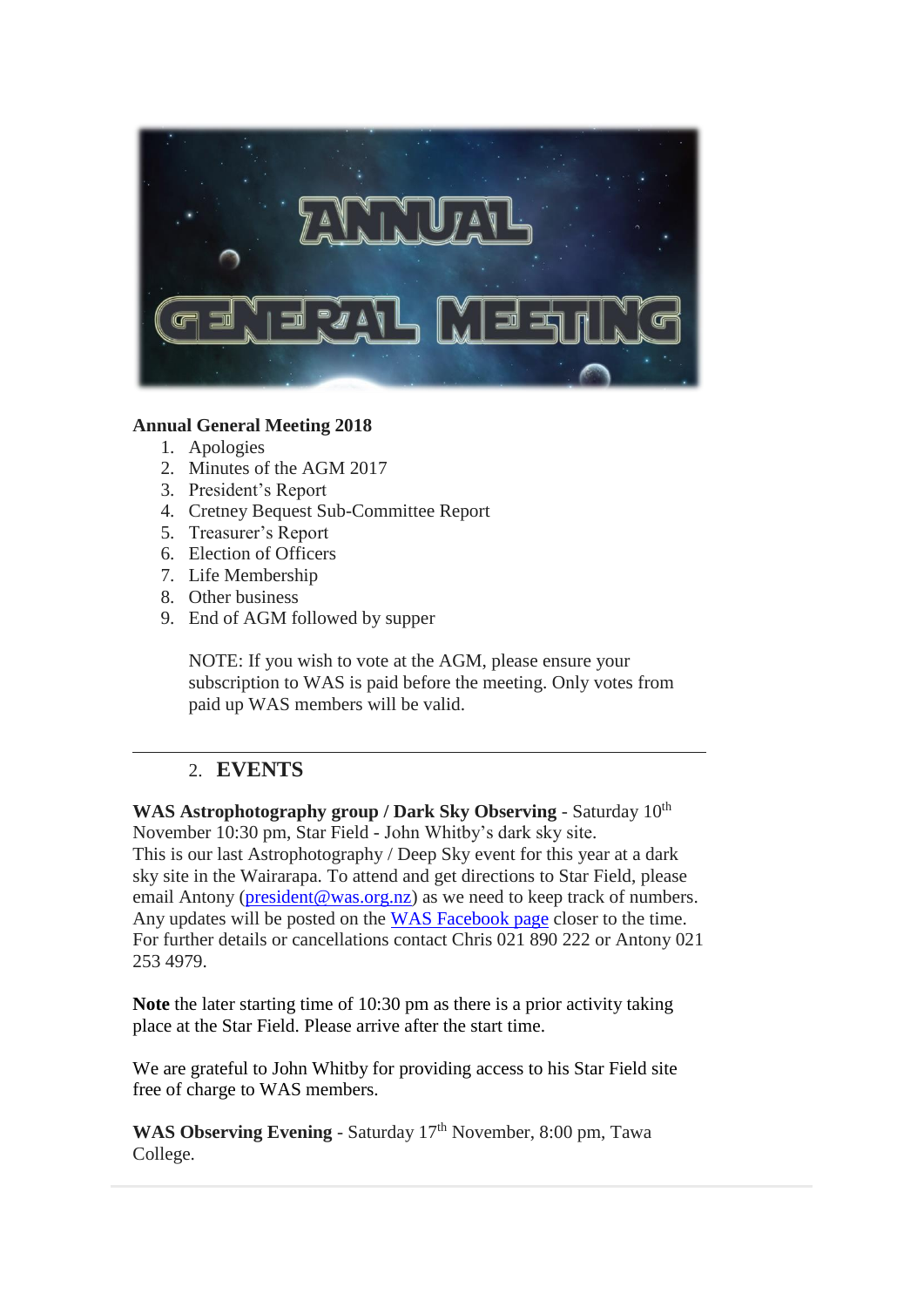**Annual General Meeting 2018**

1. Apologies
2. Minutes of the AGM 2017
3. President's Report
4. Cretney Bequest Sub-Committee Report
5. Treasurer's Report
6. Election of Officers
7. Life Membership
8. Other business
9. End of AGM followed by supper

   NOTE: If you wish to vote at the AGM, please ensure your subscription to WAS is paid before the meeting. Only votes from paid up WAS members will be valid.

---

## 2. EVENTS

**WAS Astrophotography group / Dark Sky Observing** - Saturday 10th November 10:30 pm, Star Field - John Whitby's dark sky site.
This is our last Astrophotography / Deep Sky event for this year at a dark sky site in the Wairarapa. To attend and get directions to Star Field, please email Antony (president@was.org.nz) as we need to keep track of numbers. Any updates will be posted on the WAS Facebook page closer to the time. For further details or cancellations contact Chris 021 890 222 or Antony 021 253 4979.

**Note** the later starting time of 10:30 pm as there is a prior activity taking place at the Star Field. Please arrive after the start time.

We are grateful to John Whitby for providing access to his Star Field site free of charge to WAS members.

**WAS Observing Evening** - Saturday 17th November, 8:00 pm, Tawa College.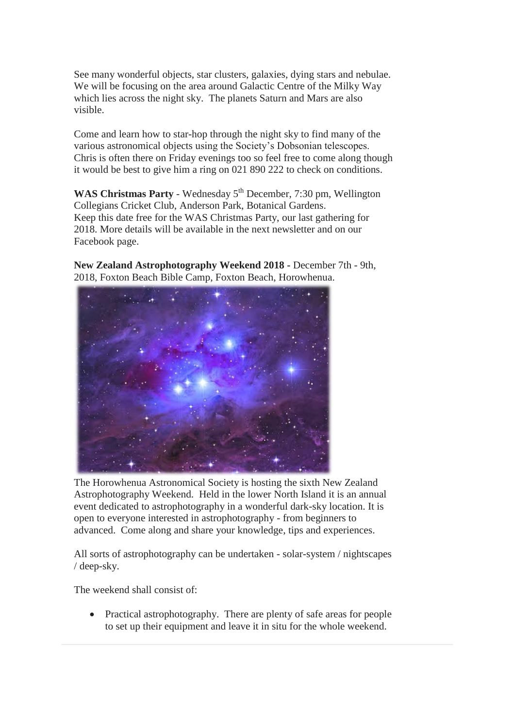See many wonderful objects, star clusters, galaxies, dying stars and nebulae. We will be focusing on the area around Galactic Centre of the Milky Way which lies across the night sky. The planets Saturn and Mars are also visible.

Come and learn how to star-hop through the night sky to find many of the various astronomical objects using the Society's Dobsonian telescopes. Chris is often there on Friday evenings too so feel free to come along though it would be best to give him a ring on 021 890 222 to check on conditions.

**WAS Christmas Party** - Wednesday 5th December, 7:30 pm, Wellington Collegians Cricket Club, Anderson Park, Botanical Gardens.
Keep this date free for the WAS Christmas Party, our last gathering for 2018. More details will be available in the next newsletter and on our Facebook page.

**New Zealand Astrophotography Weekend 2018 -** December 7th - 9th, 2018, Foxton Beach Bible Camp, Foxton Beach, Horowhenua.

The Horowhenua Astronomical Society is hosting the sixth New Zealand Astrophotography Weekend. Held in the lower North Island it is an annual event dedicated to astrophotography in a wonderful dark-sky location. It is open to everyone interested in astrophotography - from beginners to advanced. Come along and share your knowledge, tips and experiences.

All sorts of astrophotography can be undertaken - solar-system / nightscapes / deep-sky.

The weekend shall consist of:

- Practical astrophotography. There are plenty of safe areas for people to set up their equipment and leave it in situ for the whole weekend.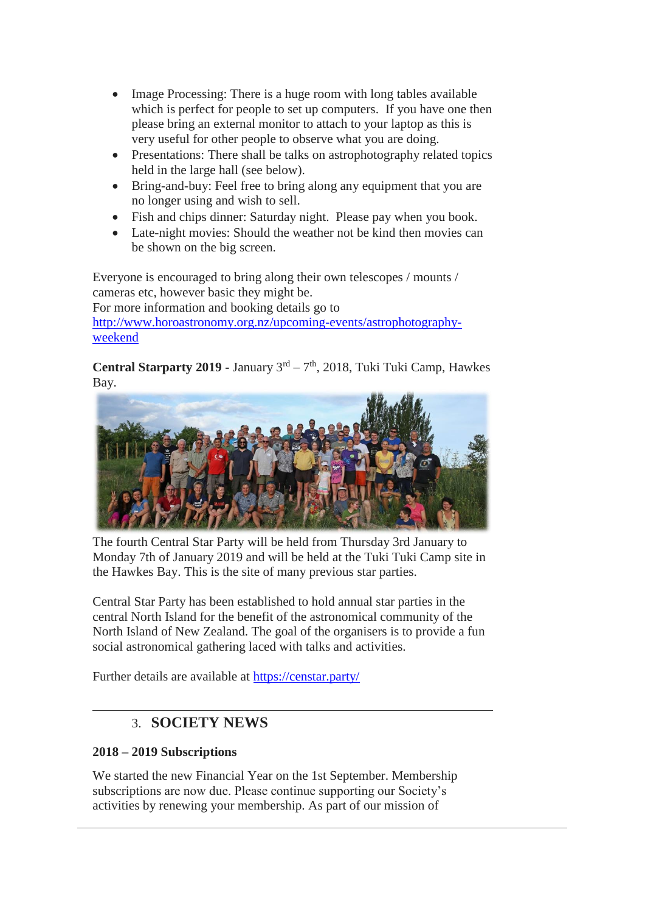- Image Processing: There is a huge room with long tables available which is perfect for people to set up computers. If you have one then please bring an external monitor to attach to your laptop as this is very useful for other people to observe what you are doing.
- Presentations: There shall be talks on astrophotography related topics held in the large hall (see below).
- Bring-and-buy: Feel free to bring along any equipment that you are no longer using and wish to sell.
- Fish and chips dinner: Saturday night. Please pay when you book.
- Late-night movies: Should the weather not be kind then movies can be shown on the big screen.

Everyone is encouraged to bring along their own telescopes / mounts / cameras etc, however basic they might be.
For more information and booking details go to
http://www.horoastronomy.org.nz/upcoming-events/astrophotography-weekend

**Central Starparty 2019 -** January 3rd – 7th, 2018, Tuki Tuki Camp, Hawkes Bay.

The fourth Central Star Party will be held from Thursday 3rd January to Monday 7th of January 2019 and will be held at the Tuki Tuki Camp site in the Hawkes Bay. This is the site of many previous star parties.

Central Star Party has been established to hold annual star parties in the central North Island for the benefit of the astronomical community of the North Island of New Zealand. The goal of the organisers is to provide a fun social astronomical gathering laced with talks and activities.

Further details are available at https://censtar.party/

---

## 3. SOCIETY NEWS

**2018 – 2019 Subscriptions**

We started the new Financial Year on the 1st September. Membership subscriptions are now due. Please continue supporting our Society's activities by renewing your membership. As part of our mission of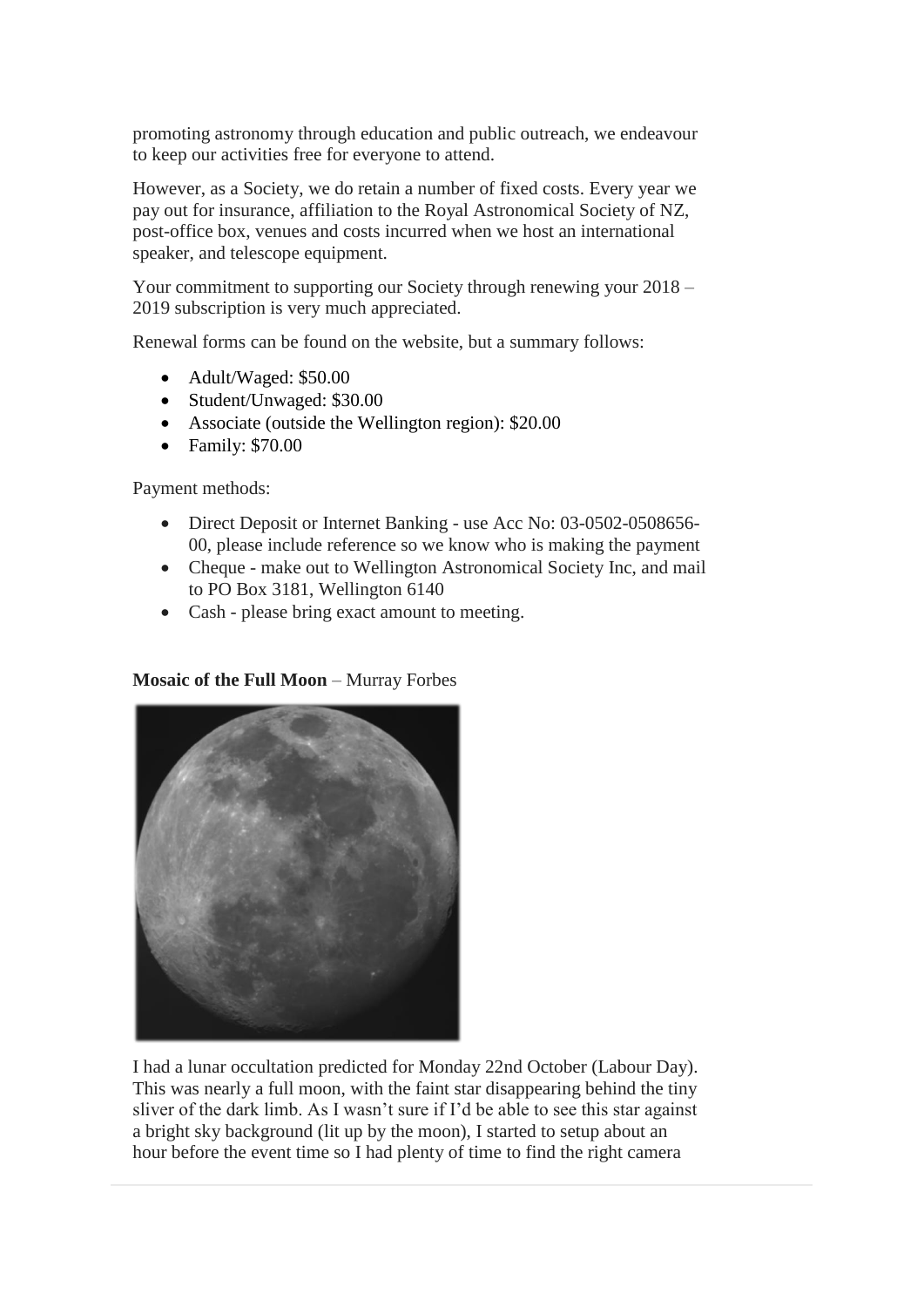promoting astronomy through education and public outreach, we endeavour to keep our activities free for everyone to attend.

However, as a Society, we do retain a number of fixed costs. Every year we pay out for insurance, affiliation to the Royal Astronomical Society of NZ, post-office box, venues and costs incurred when we host an international speaker, and telescope equipment.

Your commitment to supporting our Society through renewing your 2018 – 2019 subscription is very much appreciated.

Renewal forms can be found on the website, but a summary follows:

- Adult/Waged: $50.00
- Student/Unwaged: $30.00
- Associate (outside the Wellington region): $20.00
- Family: $70.00

Payment methods:

- Direct Deposit or Internet Banking - use Acc No: 03-0502-0508656-00, please include reference so we know who is making the payment
- Cheque - make out to Wellington Astronomical Society Inc, and mail to PO Box 3181, Wellington 6140
- Cash - please bring exact amount to meeting.

**Mosaic of the Full Moon** – Murray Forbes

I had a lunar occultation predicted for Monday 22nd October (Labour Day). This was nearly a full moon, with the faint star disappearing behind the tiny sliver of the dark limb. As I wasn't sure if I'd be able to see this star against a bright sky background (lit up by the moon), I started to setup about an hour before the event time so I had plenty of time to find the right camera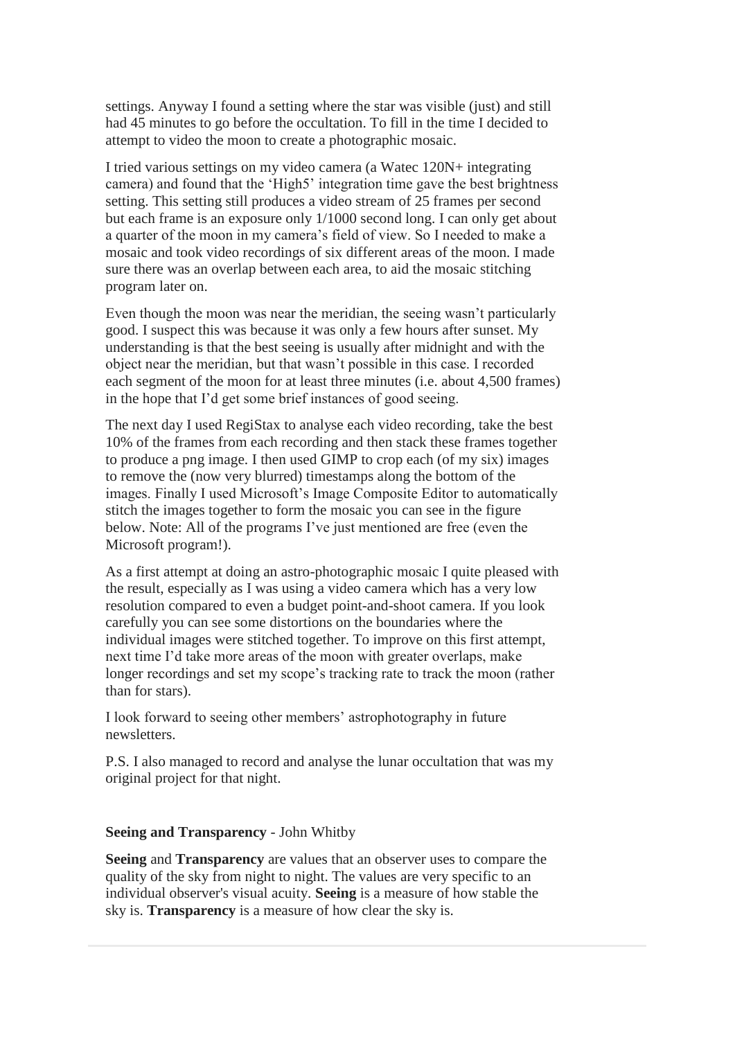settings. Anyway I found a setting where the star was visible (just) and still had 45 minutes to go before the occultation. To fill in the time I decided to attempt to video the moon to create a photographic mosaic.

I tried various settings on my video camera (a Watec 120N+ integrating camera) and found that the 'High5' integration time gave the best brightness setting. This setting still produces a video stream of 25 frames per second but each frame is an exposure only 1/1000 second long. I can only get about a quarter of the moon in my camera's field of view. So I needed to make a mosaic and took video recordings of six different areas of the moon. I made sure there was an overlap between each area, to aid the mosaic stitching program later on.

Even though the moon was near the meridian, the seeing wasn't particularly good. I suspect this was because it was only a few hours after sunset. My understanding is that the best seeing is usually after midnight and with the object near the meridian, but that wasn't possible in this case. I recorded each segment of the moon for at least three minutes (i.e. about 4,500 frames) in the hope that I'd get some brief instances of good seeing.

The next day I used RegiStax to analyse each video recording, take the best 10% of the frames from each recording and then stack these frames together to produce a png image. I then used GIMP to crop each (of my six) images to remove the (now very blurred) timestamps along the bottom of the images. Finally I used Microsoft's Image Composite Editor to automatically stitch the images together to form the mosaic you can see in the figure below. Note: All of the programs I've just mentioned are free (even the Microsoft program!).

As a first attempt at doing an astro-photographic mosaic I quite pleased with the result, especially as I was using a video camera which has a very low resolution compared to even a budget point-and-shoot camera. If you look carefully you can see some distortions on the boundaries where the individual images were stitched together. To improve on this first attempt, next time I'd take more areas of the moon with greater overlaps, make longer recordings and set my scope's tracking rate to track the moon (rather than for stars).

I look forward to seeing other members' astrophotography in future newsletters.

P.S. I also managed to record and analyse the lunar occultation that was my original project for that night.

**Seeing and Transparency** - John Whitby

**Seeing** and **Transparency** are values that an observer uses to compare the quality of the sky from night to night. The values are very specific to an individual observer's visual acuity. **Seeing** is a measure of how stable the sky is. **Transparency** is a measure of how clear the sky is.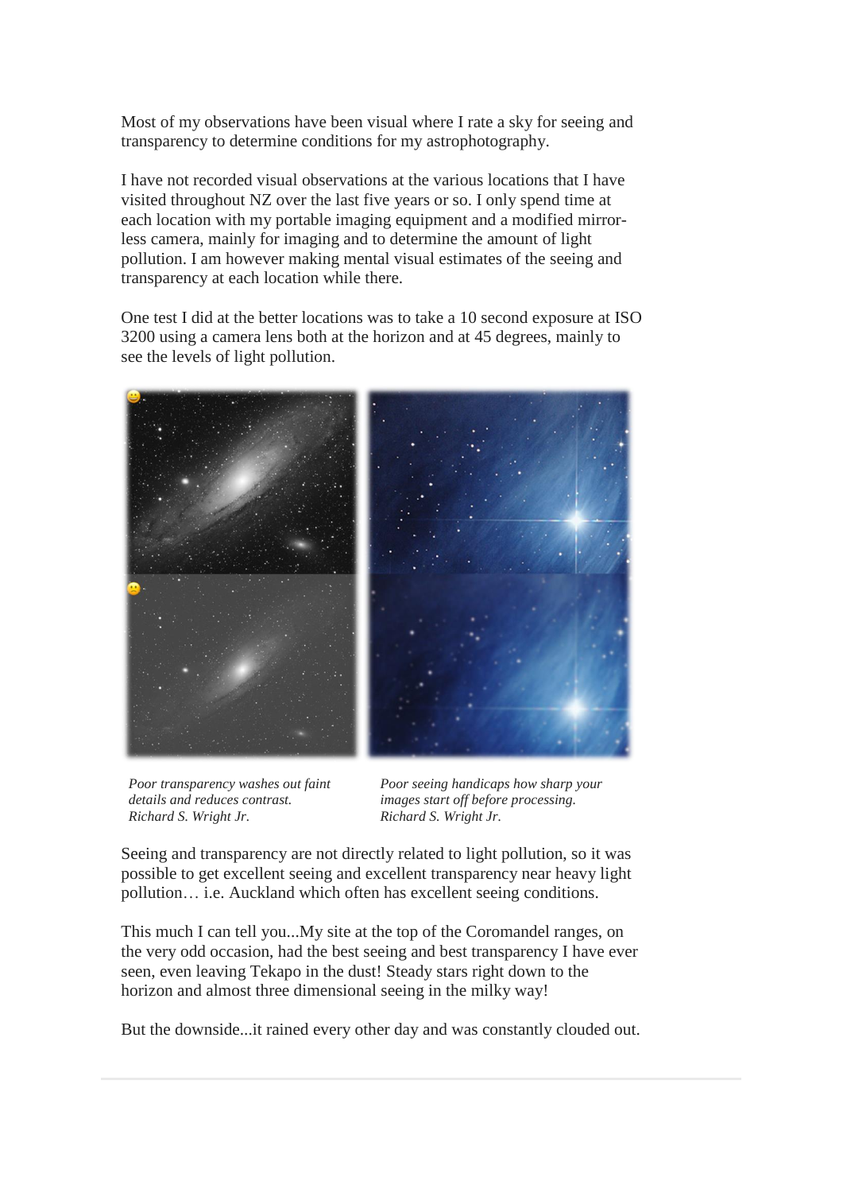Most of my observations have been visual where I rate a sky for seeing and transparency to determine conditions for my astrophotography.

I have not recorded visual observations at the various locations that I have visited throughout NZ over the last five years or so. I only spend time at each location with my portable imaging equipment and a modified mirror-less camera, mainly for imaging and to determine the amount of light pollution. I am however making mental visual estimates of the seeing and transparency at each location while there.

One test I did at the better locations was to take a 10 second exposure at ISO 3200 using a camera lens both at the horizon and at 45 degrees, mainly to see the levels of light pollution.

*Poor transparency washes out faint details and reduces contrast. Richard S. Wright Jr.*

*Poor seeing handicaps how sharp your images start off before processing. Richard S. Wright Jr.*

Seeing and transparency are not directly related to light pollution, so it was possible to get excellent seeing and excellent transparency near heavy light pollution… i.e. Auckland which often has excellent seeing conditions.

This much I can tell you...My site at the top of the Coromandel ranges, on the very odd occasion, had the best seeing and best transparency I have ever seen, even leaving Tekapo in the dust! Steady stars right down to the horizon and almost three dimensional seeing in the milky way!

But the downside...it rained every other day and was constantly clouded out.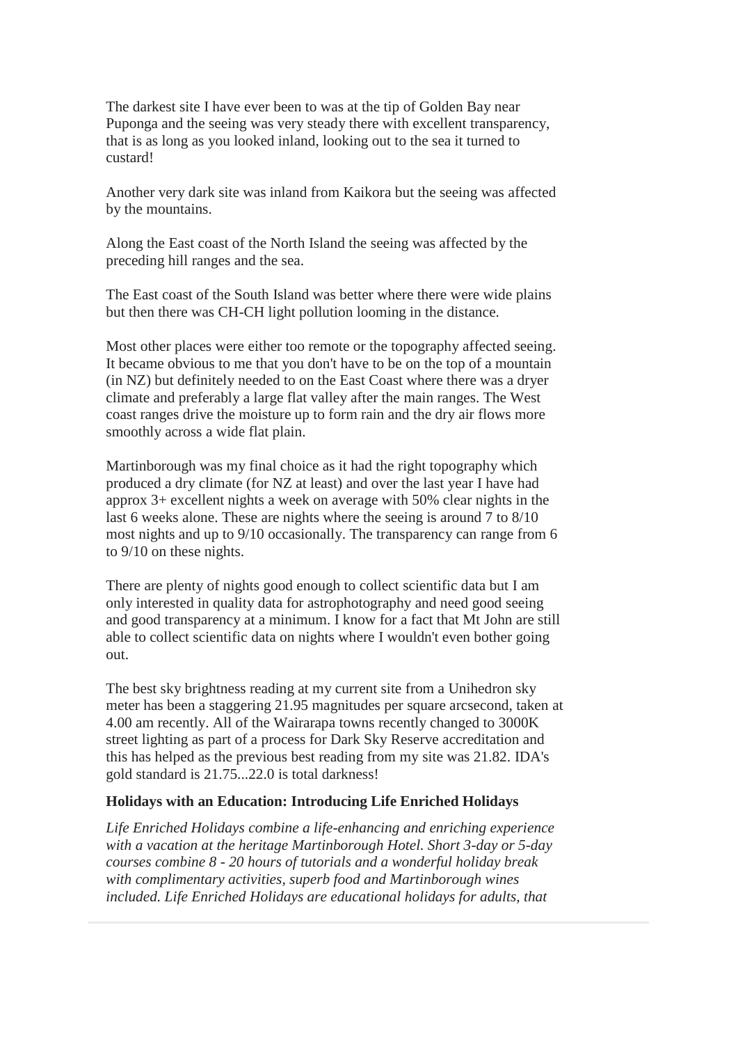The darkest site I have ever been to was at the tip of Golden Bay near Puponga and the seeing was very steady there with excellent transparency, that is as long as you looked inland, looking out to the sea it turned to custard!

Another very dark site was inland from Kaikora but the seeing was affected by the mountains.

Along the East coast of the North Island the seeing was affected by the preceding hill ranges and the sea.

The East coast of the South Island was better where there were wide plains but then there was CH-CH light pollution looming in the distance.

Most other places were either too remote or the topography affected seeing. It became obvious to me that you don't have to be on the top of a mountain (in NZ) but definitely needed to on the East Coast where there was a dryer climate and preferably a large flat valley after the main ranges. The West coast ranges drive the moisture up to form rain and the dry air flows more smoothly across a wide flat plain.

Martinborough was my final choice as it had the right topography which produced a dry climate (for NZ at least) and over the last year I have had approx 3+ excellent nights a week on average with 50% clear nights in the last 6 weeks alone. These are nights where the seeing is around 7 to 8/10 most nights and up to 9/10 occasionally. The transparency can range from 6 to 9/10 on these nights.

There are plenty of nights good enough to collect scientific data but I am only interested in quality data for astrophotography and need good seeing and good transparency at a minimum. I know for a fact that Mt John are still able to collect scientific data on nights where I wouldn't even bother going out.

The best sky brightness reading at my current site from a Unihedron sky meter has been a staggering 21.95 magnitudes per square arcsecond, taken at 4.00 am recently. All of the Wairarapa towns recently changed to 3000K street lighting as part of a process for Dark Sky Reserve accreditation and this has helped as the previous best reading from my site was 21.82. IDA's gold standard is 21.75...22.0 is total darkness!

**Holidays with an Education: Introducing Life Enriched Holidays**

*Life Enriched Holidays combine a life-enhancing and enriching experience with a vacation at the heritage Martinborough Hotel. Short 3-day or 5-day courses combine 8 - 20 hours of tutorials and a wonderful holiday break with complimentary activities, superb food and Martinborough wines included. Life Enriched Holidays are educational holidays for adults, that*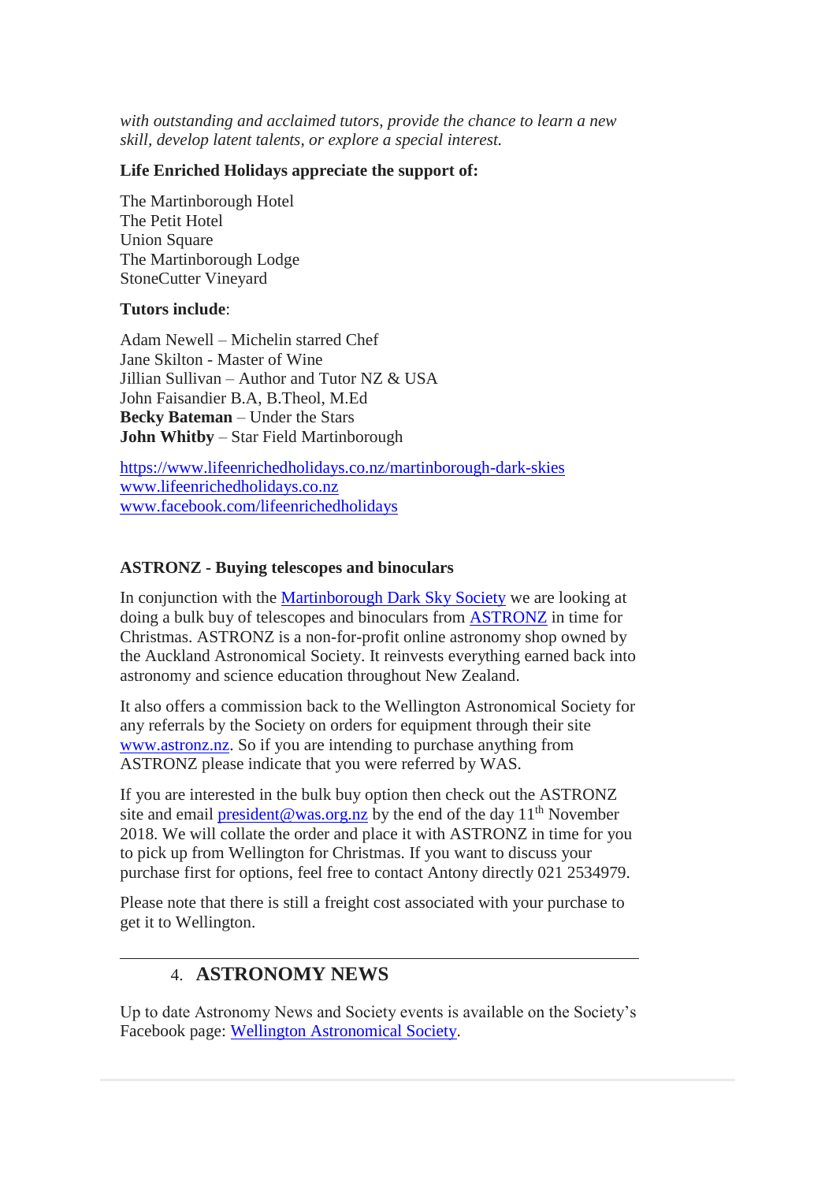*with outstanding and acclaimed tutors, provide the chance to learn a new skill, develop latent talents, or explore a special interest.*

**Life Enriched Holidays appreciate the support of:**

The Martinborough Hotel
The Petit Hotel
Union Square
The Martinborough Lodge
StoneCutter Vineyard

**Tutors include**:

Adam Newell – Michelin starred Chef
Jane Skilton - Master of Wine
Jillian Sullivan – Author and Tutor NZ & USA
John Faisandier B.A, B.Theol, M.Ed
**Becky Bateman** – Under the Stars
**John Whitby** – Star Field Martinborough

https://www.lifeenrichedholidays.co.nz/martinborough-dark-skies
www.lifeenrichedholidays.co.nz
www.facebook.com/lifeenrichedholidays

**ASTRONZ - Buying telescopes and binoculars**

In conjunction with the Martinborough Dark Sky Society we are looking at doing a bulk buy of telescopes and binoculars from ASTRONZ in time for Christmas. ASTRONZ is a non-for-profit online astronomy shop owned by the Auckland Astronomical Society. It reinvests everything earned back into astronomy and science education throughout New Zealand.

It also offers a commission back to the Wellington Astronomical Society for any referrals by the Society on orders for equipment through their site www.astronz.nz. So if you are intending to purchase anything from ASTRONZ please indicate that you were referred by WAS.

If you are interested in the bulk buy option then check out the ASTRONZ site and email president@was.org.nz by the end of the day 11th November 2018. We will collate the order and place it with ASTRONZ in time for you to pick up from Wellington for Christmas. If you want to discuss your purchase first for options, feel free to contact Antony directly 021 2534979.

Please note that there is still a freight cost associated with your purchase to get it to Wellington.

---

## 4. ASTRONOMY NEWS

Up to date Astronomy News and Society events is available on the Society's Facebook page: Wellington Astronomical Society.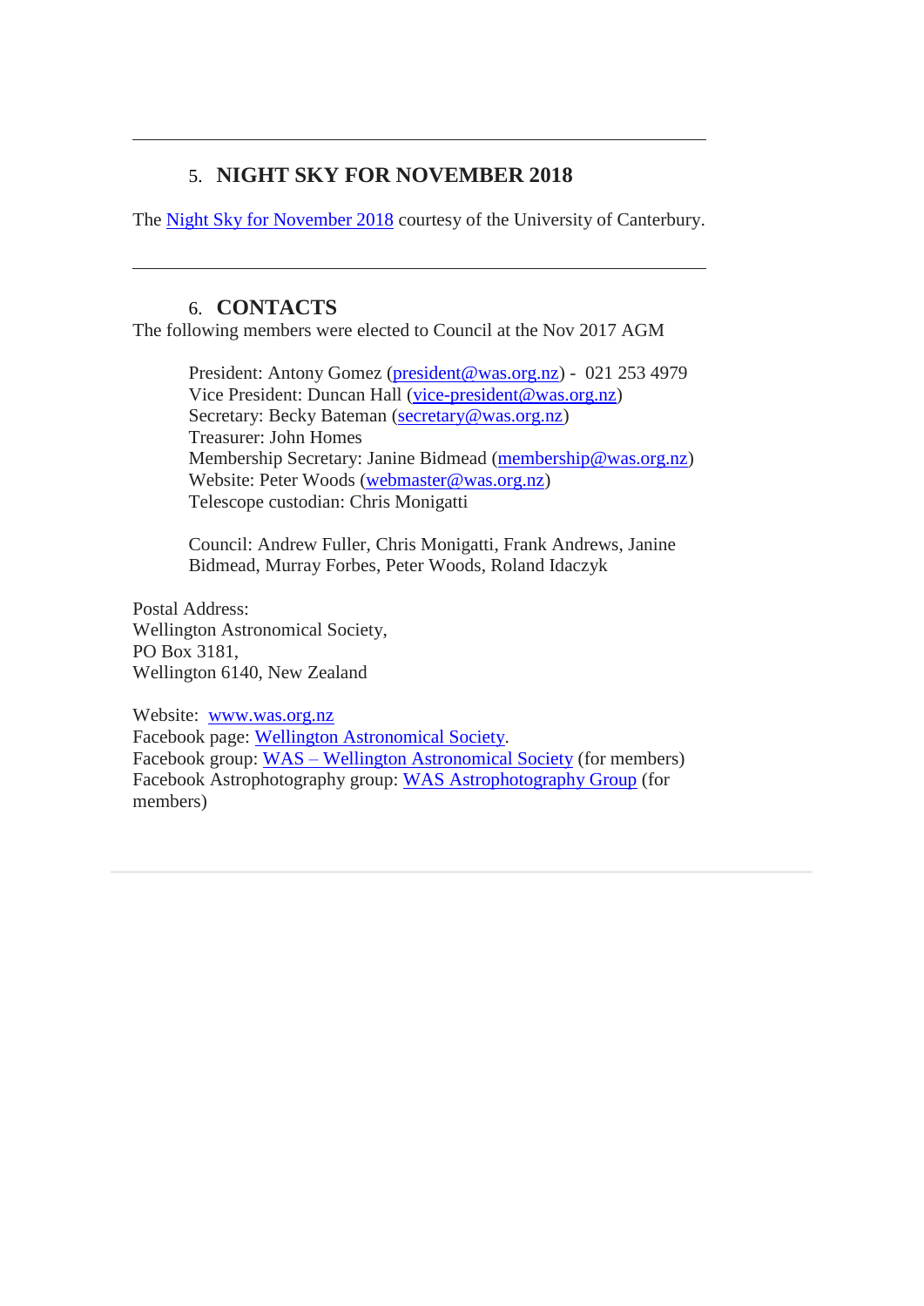---

## 5. NIGHT SKY FOR NOVEMBER 2018

The Night Sky for November 2018 courtesy of the University of Canterbury.

---

## 6. CONTACTS

The following members were elected to Council at the Nov 2017 AGM

President: Antony Gomez (president@was.org.nz) - 021 253 4979
Vice President: Duncan Hall (vice-president@was.org.nz)
Secretary: Becky Bateman (secretary@was.org.nz)
Treasurer: John Homes
Membership Secretary: Janine Bidmead (membership@was.org.nz)
Website: Peter Woods (webmaster@was.org.nz)
Telescope custodian: Chris Monigatti

Council: Andrew Fuller, Chris Monigatti, Frank Andrews, Janine Bidmead, Murray Forbes, Peter Woods, Roland Idaczyk

Postal Address:
Wellington Astronomical Society,
PO Box 3181,
Wellington 6140, New Zealand

Website: www.was.org.nz
Facebook page: Wellington Astronomical Society.
Facebook group: WAS – Wellington Astronomical Society (for members)
Facebook Astrophotography group: WAS Astrophotography Group (for members)